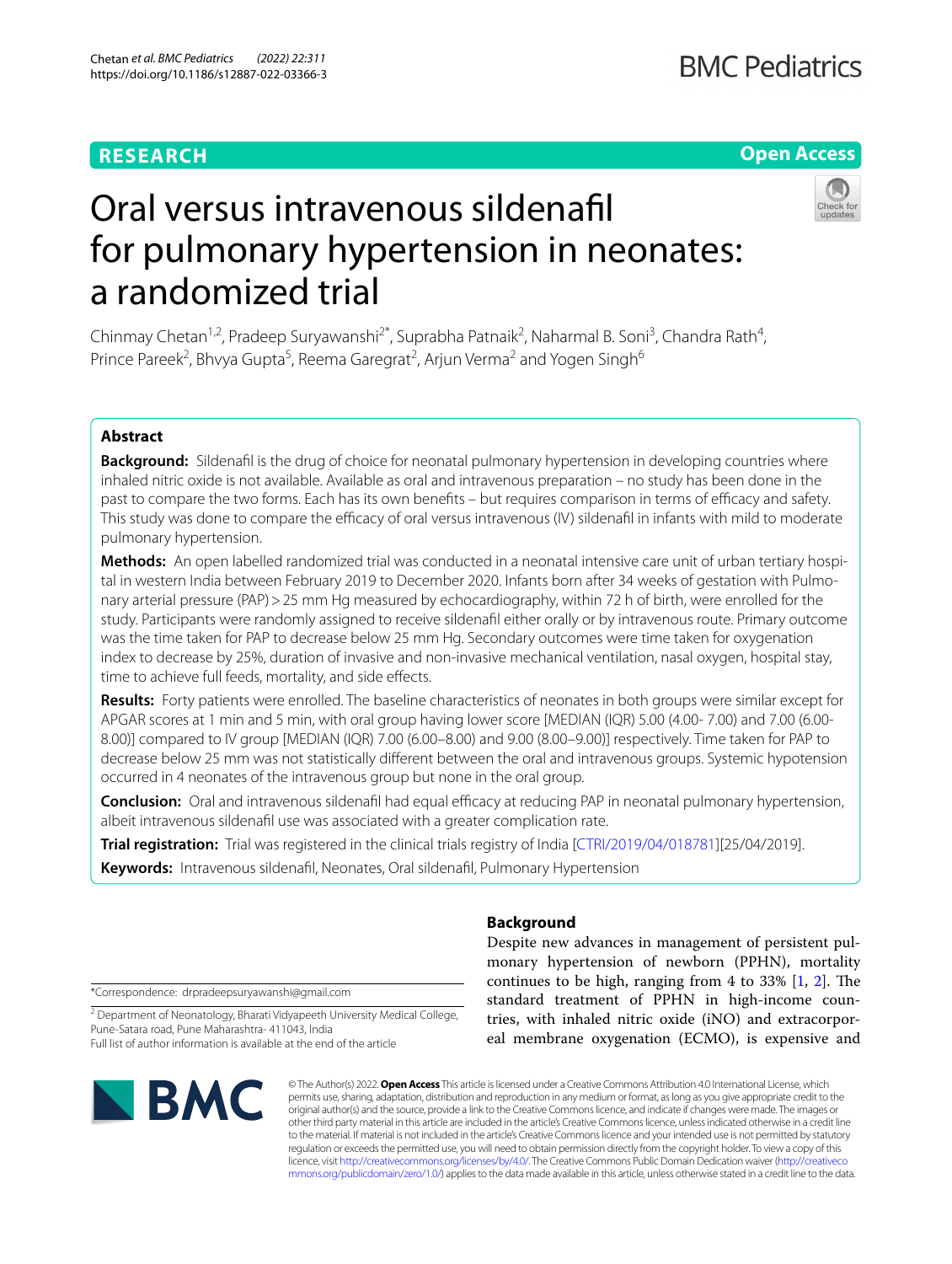RESEARCH

Open Access

# Oral versus intravenous sildenafil for pulmonary hypertension in neonates: a randomized trial

Chinmay Chetan[1,2], Pradeep Suryawanshi[2*], Suprabha Patnaik[2], Naharmal B. Soni[3], Chandra Rath[4], Prince Pareek[2], Bhvya Gupta[5], Reema Garegrat[2], Arjun Verma[2] and Yogen Singh[6]

## Abstract

**Background:** Sildenafil is the drug of choice for neonatal pulmonary hypertension in developing countries where inhaled nitric oxide is not available. Available as oral and intravenous preparation – no study has been done in the past to compare the two forms. Each has its own benefits – but requires comparison in terms of efficacy and safety. This study was done to compare the efficacy of oral versus intravenous (IV) sildenafil in infants with mild to moderate pulmonary hypertension.

**Methods:** An open labelled randomized trial was conducted in a neonatal intensive care unit of urban tertiary hospital in western India between February 2019 to December 2020. Infants born after 34 weeks of gestation with Pulmonary arterial pressure (PAP) > 25 mm Hg measured by echocardiography, within 72 h of birth, were enrolled for the study. Participants were randomly assigned to receive sildenafil either orally or by intravenous route. Primary outcome was the time taken for PAP to decrease below 25 mm Hg. Secondary outcomes were time taken for oxygenation index to decrease by 25%, duration of invasive and non-invasive mechanical ventilation, nasal oxygen, hospital stay, time to achieve full feeds, mortality, and side effects.

**Results:** Forty patients were enrolled. The baseline characteristics of neonates in both groups were similar except for APGAR scores at 1 min and 5 min, with oral group having lower score [MEDIAN (IQR) 5.00 (4.00- 7.00) and 7.00 (6.00-8.00)] compared to IV group [MEDIAN (IQR) 7.00 (6.00–8.00) and 9.00 (8.00–9.00)] respectively. Time taken for PAP to decrease below 25 mm was not statistically different between the oral and intravenous groups. Systemic hypotension occurred in 4 neonates of the intravenous group but none in the oral group.

**Conclusion:** Oral and intravenous sildenafil had equal efficacy at reducing PAP in neonatal pulmonary hypertension, albeit intravenous sildenafil use was associated with a greater complication rate.

**Trial registration:** Trial was registered in the clinical trials registry of India [CTRI/2019/04/018781][25/04/2019].

**Keywords:** Intravenous sildenafil, Neonates, Oral sildenafil, Pulmonary Hypertension

## Background

Despite new advances in management of persistent pulmonary hypertension of newborn (PPHN), mortality continues to be high, ranging from 4 to 33% [1, 2]. The standard treatment of PPHN in high-income countries, with inhaled nitric oxide (iNO) and extracorporeal membrane oxygenation (ECMO), is expensive and

*Correspondence: drpradeepsuryawanshi@gmail.com

[2] Department of Neonatology, Bharati Vidyapeeth University Medical College, Pune-Satara road, Pune Maharashtra- 411043, India

Full list of author information is available at the end of the article

© The Author(s) 2022. **Open Access** This article is licensed under a Creative Commons Attribution 4.0 International License, which permits use, sharing, adaptation, distribution and reproduction in any medium or format, as long as you give appropriate credit to the original author(s) and the source, provide a link to the Creative Commons licence, and indicate if changes were made. The images or other third party material in this article are included in the article's Creative Commons licence, unless indicated otherwise in a credit line to the material. If material is not included in the article's Creative Commons licence and your intended use is not permitted by statutory regulation or exceeds the permitted use, you will need to obtain permission directly from the copyright holder. To view a copy of this licence, visit http://creativecommons.org/licenses/by/4.0/. The Creative Commons Public Domain Dedication waiver (http://creativecommons.org/publicdomain/zero/1.0/) applies to the data made available in this article, unless otherwise stated in a credit line to the data.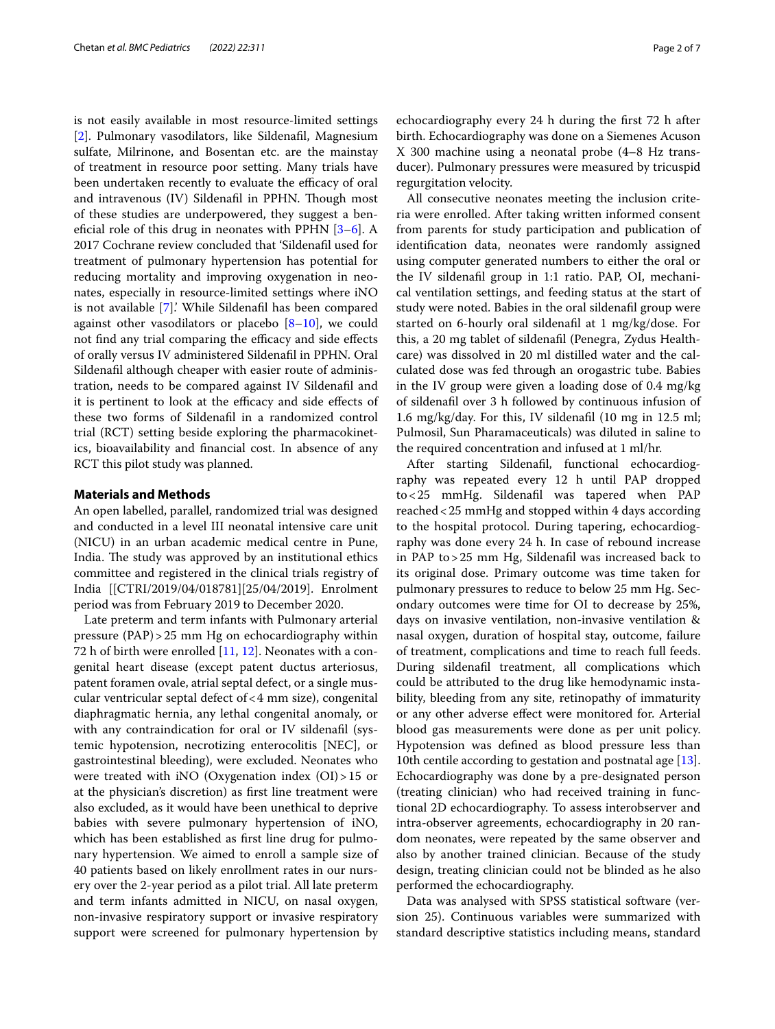is not easily available in most resource-limited settings [2]. Pulmonary vasodilators, like Sildenafil, Magnesium sulfate, Milrinone, and Bosentan etc. are the mainstay of treatment in resource poor setting. Many trials have been undertaken recently to evaluate the efficacy of oral and intravenous (IV) Sildenafil in PPHN. Though most of these studies are underpowered, they suggest a beneficial role of this drug in neonates with PPHN [3–6]. A 2017 Cochrane review concluded that 'Sildenafil used for treatment of pulmonary hypertension has potential for reducing mortality and improving oxygenation in neonates, especially in resource-limited settings where iNO is not available [7].' While Sildenafil has been compared against other vasodilators or placebo [8–10], we could not find any trial comparing the efficacy and side effects of orally versus IV administered Sildenafil in PPHN. Oral Sildenafil although cheaper with easier route of administration, needs to be compared against IV Sildenafil and it is pertinent to look at the efficacy and side effects of these two forms of Sildenafil in a randomized control trial (RCT) setting beside exploring the pharmacokinetics, bioavailability and financial cost. In absence of any RCT this pilot study was planned.

## Materials and Methods

An open labelled, parallel, randomized trial was designed and conducted in a level III neonatal intensive care unit (NICU) in an urban academic medical centre in Pune, India. The study was approved by an institutional ethics committee and registered in the clinical trials registry of India [[CTRI/2019/04/018781][25/04/2019]. Enrolment period was from February 2019 to December 2020.

Late preterm and term infants with Pulmonary arterial pressure (PAP) > 25 mm Hg on echocardiography within 72 h of birth were enrolled [11, 12]. Neonates with a congenital heart disease (except patent ductus arteriosus, patent foramen ovale, atrial septal defect, or a single muscular ventricular septal defect of < 4 mm size), congenital diaphragmatic hernia, any lethal congenital anomaly, or with any contraindication for oral or IV sildenafil (systemic hypotension, necrotizing enterocolitis [NEC], or gastrointestinal bleeding), were excluded. Neonates who were treated with iNO (Oxygenation index (OI) > 15 or at the physician's discretion) as first line treatment were also excluded, as it would have been unethical to deprive babies with severe pulmonary hypertension of iNO, which has been established as first line drug for pulmonary hypertension. We aimed to enroll a sample size of 40 patients based on likely enrollment rates in our nursery over the 2-year period as a pilot trial. All late preterm and term infants admitted in NICU, on nasal oxygen, non-invasive respiratory support or invasive respiratory support were screened for pulmonary hypertension by echocardiography every 24 h during the first 72 h after birth. Echocardiography was done on a Siemenes Acuson X 300 machine using a neonatal probe (4–8 Hz transducer). Pulmonary pressures were measured by tricuspid regurgitation velocity.

All consecutive neonates meeting the inclusion criteria were enrolled. After taking written informed consent from parents for study participation and publication of identification data, neonates were randomly assigned using computer generated numbers to either the oral or the IV sildenafil group in 1:1 ratio. PAP, OI, mechanical ventilation settings, and feeding status at the start of study were noted. Babies in the oral sildenafil group were started on 6-hourly oral sildenafil at 1 mg/kg/dose. For this, a 20 mg tablet of sildenafil (Penegra, Zydus Healthcare) was dissolved in 20 ml distilled water and the calculated dose was fed through an orogastric tube. Babies in the IV group were given a loading dose of 0.4 mg/kg of sildenafil over 3 h followed by continuous infusion of 1.6 mg/kg/day. For this, IV sildenafil (10 mg in 12.5 ml; Pulmosil, Sun Pharamaceuticals) was diluted in saline to the required concentration and infused at 1 ml/hr.

After starting Sildenafil, functional echocardiography was repeated every 12 h until PAP dropped to < 25 mmHg. Sildenafil was tapered when PAP reached < 25 mmHg and stopped within 4 days according to the hospital protocol. During tapering, echocardiography was done every 24 h. In case of rebound increase in PAP to > 25 mm Hg, Sildenafil was increased back to its original dose. Primary outcome was time taken for pulmonary pressures to reduce to below 25 mm Hg. Secondary outcomes were time for OI to decrease by 25%, days on invasive ventilation, non-invasive ventilation & nasal oxygen, duration of hospital stay, outcome, failure of treatment, complications and time to reach full feeds. During sildenafil treatment, all complications which could be attributed to the drug like hemodynamic instability, bleeding from any site, retinopathy of immaturity or any other adverse effect were monitored for. Arterial blood gas measurements were done as per unit policy. Hypotension was defined as blood pressure less than 10th centile according to gestation and postnatal age [13]. Echocardiography was done by a pre-designated person (treating clinician) who had received training in functional 2D echocardiography. To assess interobserver and intra-observer agreements, echocardiography in 20 random neonates, were repeated by the same observer and also by another trained clinician. Because of the study design, treating clinician could not be blinded as he also performed the echocardiography.

Data was analysed with SPSS statistical software (version 25). Continuous variables were summarized with standard descriptive statistics including means, standard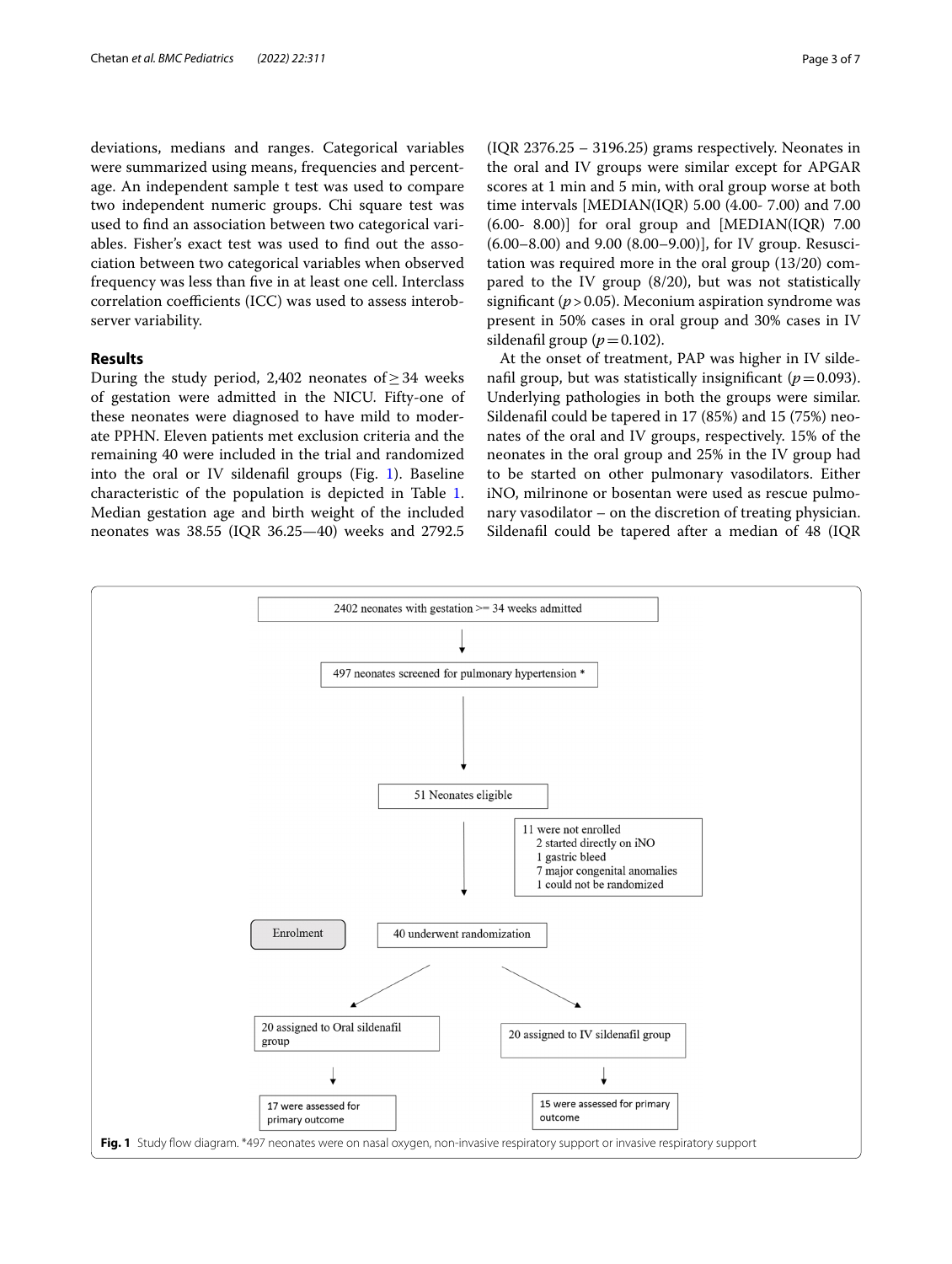deviations, medians and ranges. Categorical variables were summarized using means, frequencies and percentage. An independent sample t test was used to compare two independent numeric groups. Chi square test was used to find an association between two categorical variables. Fisher's exact test was used to find out the association between two categorical variables when observed frequency was less than five in at least one cell. Interclass correlation coefficients (ICC) was used to assess interobserver variability.

## Results

During the study period, 2,402 neonates of $\geq 34$ weeks of gestation were admitted in the NICU. Fifty-one of these neonates were diagnosed to have mild to moderate PPHN. Eleven patients met exclusion criteria and the remaining 40 were included in the trial and randomized into the oral or IV sildenafil groups (Fig. 1). Baseline characteristic of the population is depicted in Table 1. Median gestation age and birth weight of the included neonates was 38.55 (IQR 36.25—40) weeks and 2792.5 (IQR 2376.25 – 3196.25) grams respectively. Neonates in the oral and IV groups were similar except for APGAR scores at 1 min and 5 min, with oral group worse at both time intervals [MEDIAN(IQR) 5.00 (4.00- 7.00) and 7.00 (6.00- 8.00)] for oral group and [MEDIAN(IQR) 7.00 (6.00–8.00) and 9.00 (8.00–9.00)], for IV group. Resuscitation was required more in the oral group (13/20) compared to the IV group (8/20), but was not statistically significant ($p > 0.05$). Meconium aspiration syndrome was present in 50% cases in oral group and 30% cases in IV sildenafil group ($p = 0.102$).

At the onset of treatment, PAP was higher in IV sildenafil group, but was statistically insignificant ($p = 0.093$). Underlying pathologies in both the groups were similar. Sildenafil could be tapered in 17 (85%) and 15 (75%) neonates of the oral and IV groups, respectively. 15% of the neonates in the oral group and 25% in the IV group had to be started on other pulmonary vasodilators. Either iNO, milrinone or bosentan were used as rescue pulmonary vasodilator – on the discretion of treating physician. Sildenafil could be tapered after a median of 48 (IQR

```
2402 neonates with gestation >= 34 weeks admitted
        ↓
497 neonates screened for pulmonary hypertension *
        ↓
51 Neonates eligible
        ↓        11 were not enrolled
        ↓          2 started directly on iNO
        ↓          1 gastric bleed
        ↓          7 major congenital anomalies
        ↓          1 could not be randomized
Enrolment   40 underwent randomization
        ↙                              ↘
20 assigned to Oral sildenafil group    20 assigned to IV sildenafil group
        ↓                              ↓
17 were assessed for primary outcome    15 were assessed for primary outcome
```

**Fig. 1** Study flow diagram. *497 neonates were on nasal oxygen, non-invasive respiratory support or invasive respiratory support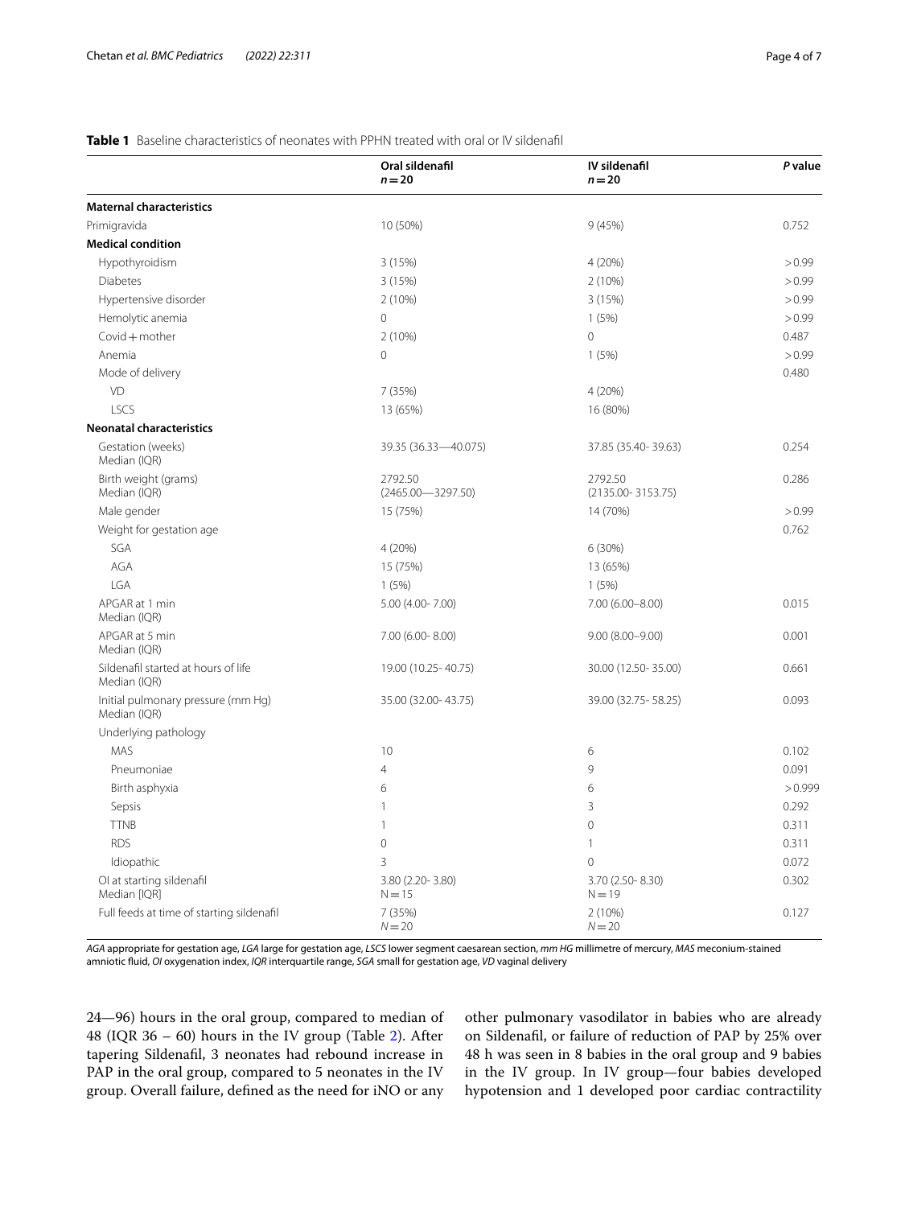**Table 1** Baseline characteristics of neonates with PPHN treated with oral or IV sildenafil

| | Oral sildenafil $n=20$ | IV sildenafil $n=20$ | *P* value |
|---|---|---|---|
| **Maternal characteristics** | | | |
| Primigravida | 10 (50%) | 9 (45%) | 0.752 |
| **Medical condition** | | | |
| Hypothyroidism | 3 (15%) | 4 (20%) | >0.99 |
| Diabetes | 3 (15%) | 2 (10%) | >0.99 |
| Hypertensive disorder | 2 (10%) | 3 (15%) | >0.99 |
| Hemolytic anemia | 0 | 1 (5%) | >0.99 |
| Covid + mother | 2 (10%) | 0 | 0.487 |
| Anemia | 0 | 1 (5%) | >0.99 |
| Mode of delivery | | | 0.480 |
| VD | 7 (35%) | 4 (20%) | |
| LSCS | 13 (65%) | 16 (80%) | |
| **Neonatal characteristics** | | | |
| Gestation (weeks) Median (IQR) | 39.35 (36.33—40.075) | 37.85 (35.40- 39.63) | 0.254 |
| Birth weight (grams) Median (IQR) | 2792.50 (2465.00—3297.50) | 2792.50 (2135.00- 3153.75) | 0.286 |
| Male gender | 15 (75%) | 14 (70%) | >0.99 |
| Weight for gestation age | | | 0.762 |
| SGA | 4 (20%) | 6 (30%) | |
| AGA | 15 (75%) | 13 (65%) | |
| LGA | 1 (5%) | 1 (5%) | |
| APGAR at 1 min Median (IQR) | 5.00 (4.00- 7.00) | 7.00 (6.00–8.00) | 0.015 |
| APGAR at 5 min Median (IQR) | 7.00 (6.00- 8.00) | 9.00 (8.00–9.00) | 0.001 |
| Sildenafil started at hours of life Median (IQR) | 19.00 (10.25- 40.75) | 30.00 (12.50- 35.00) | 0.661 |
| Initial pulmonary pressure (mm Hg) Median (IQR) | 35.00 (32.00- 43.75) | 39.00 (32.75- 58.25) | 0.093 |
| Underlying pathology | | | |
| MAS | 10 | 6 | 0.102 |
| Pneumoniae | 4 | 9 | 0.091 |
| Birth asphyxia | 6 | 6 | >0.999 |
| Sepsis | 1 | 3 | 0.292 |
| TTNB | 1 | 0 | 0.311 |
| RDS | 0 | 1 | 0.311 |
| Idiopathic | 3 | 0 | 0.072 |
| OI at starting sildenafil Median [IQR] | 3.80 (2.20- 3.80) $N=15$ | 3.70 (2.50- 8.30) $N=19$ | 0.302 |
| Full feeds at time of starting sildenafil | 7 (35%) $N=20$ | 2 (10%) $N=20$ | 0.127 |

*AGA* appropriate for gestation age, *LGA* large for gestation age, *LSCS* lower segment caesarean section, *mm HG* millimetre of mercury, *MAS* meconium-stained amniotic fluid, *OI* oxygenation index, *IQR* interquartile range, *SGA* small for gestation age, *VD* vaginal delivery

24—96) hours in the oral group, compared to median of 48 (IQR 36 – 60) hours in the IV group (Table 2). After tapering Sildenafil, 3 neonates had rebound increase in PAP in the oral group, compared to 5 neonates in the IV group. Overall failure, defined as the need for iNO or any other pulmonary vasodilator in babies who are already on Sildenafil, or failure of reduction of PAP by 25% over 48 h was seen in 8 babies in the oral group and 9 babies in the IV group. In IV group—four babies developed hypotension and 1 developed poor cardiac contractility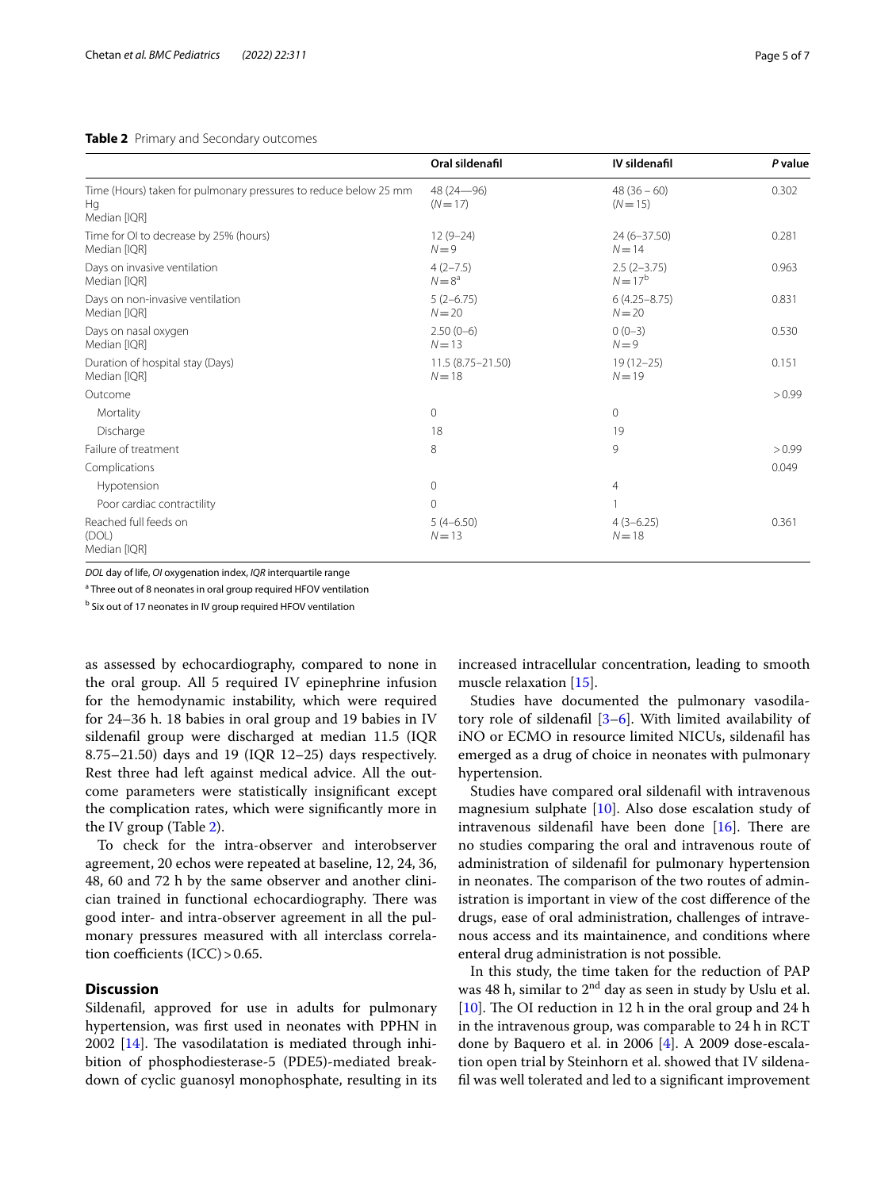**Table 2** Primary and Secondary outcomes

| | Oral sildenafil | IV sildenafil | *P* value |
|---|---|---|---|
| Time (Hours) taken for pulmonary pressures to reduce below 25 mm Hg<br>Median [IQR] | 48 (24—96)<br>(*N* = 17) | 48 (36 – 60)<br>(*N* = 15) | 0.302 |
| Time for OI to decrease by 25% (hours)<br>Median [IQR] | 12 (9–24)<br>*N* = 9 | 24 (6–37.50)<br>*N* = 14 | 0.281 |
| Days on invasive ventilation<br>Median [IQR] | 4 (2–7.5)<br>*N* = 8[a] | 2.5 (2–3.75)<br>*N* = 17[b] | 0.963 |
| Days on non-invasive ventilation<br>Median [IQR] | 5 (2–6.75)<br>*N* = 20 | 6 (4.25–8.75)<br>*N* = 20 | 0.831 |
| Days on nasal oxygen<br>Median [IQR] | 2.50 (0–6)<br>*N* = 13 | 0 (0–3)<br>*N* = 9 | 0.530 |
| Duration of hospital stay (Days)<br>Median [IQR] | 11.5 (8.75–21.50)<br>*N* = 18 | 19 (12–25)<br>*N* = 19 | 0.151 |
| Outcome | | | > 0.99 |
| Mortality | 0 | 0 | |
| Discharge | 18 | 19 | |
| Failure of treatment | 8 | 9 | > 0.99 |
| Complications | | | 0.049 |
| Hypotension | 0 | 4 | |
| Poor cardiac contractility | 0 | 1 | |
| Reached full feeds on (DOL)<br>Median [IQR] | 5 (4–6.50)<br>*N* = 13 | 4 (3–6.25)<br>*N* = 18 | 0.361 |

*DOL* day of life, *OI* oxygenation index, *IQR* interquartile range

[a] Three out of 8 neonates in oral group required HFOV ventilation

[b] Six out of 17 neonates in IV group required HFOV ventilation

as assessed by echocardiography, compared to none in the oral group. All 5 required IV epinephrine infusion for the hemodynamic instability, which were required for 24–36 h. 18 babies in oral group and 19 babies in IV sildenafil group were discharged at median 11.5 (IQR 8.75–21.50) days and 19 (IQR 12–25) days respectively. Rest three had left against medical advice. All the outcome parameters were statistically insignificant except the complication rates, which were significantly more in the IV group (Table 2).

To check for the intra-observer and interobserver agreement, 20 echos were repeated at baseline, 12, 24, 36, 48, 60 and 72 h by the same observer and another clinician trained in functional echocardiography. There was good inter- and intra-observer agreement in all the pulmonary pressures measured with all interclass correlation coefficients (ICC) > 0.65.

## Discussion

Sildenafil, approved for use in adults for pulmonary hypertension, was first used in neonates with PPHN in 2002 [14]. The vasodilatation is mediated through inhibition of phosphodiesterase-5 (PDE5)-mediated breakdown of cyclic guanosyl monophosphate, resulting in its increased intracellular concentration, leading to smooth muscle relaxation [15].

Studies have documented the pulmonary vasodilatory role of sildenafil [3–6]. With limited availability of iNO or ECMO in resource limited NICUs, sildenafil has emerged as a drug of choice in neonates with pulmonary hypertension.

Studies have compared oral sildenafil with intravenous magnesium sulphate [10]. Also dose escalation study of intravenous sildenafil have been done [16]. There are no studies comparing the oral and intravenous route of administration of sildenafil for pulmonary hypertension in neonates. The comparison of the two routes of administration is important in view of the cost difference of the drugs, ease of oral administration, challenges of intravenous access and its maintainence, and conditions where enteral drug administration is not possible.

In this study, the time taken for the reduction of PAP was 48 h, similar to 2nd day as seen in study by Uslu et al. [10]. The OI reduction in 12 h in the oral group and 24 h in the intravenous group, was comparable to 24 h in RCT done by Baquero et al. in 2006 [4]. A 2009 dose-escalation open trial by Steinhorn et al. showed that IV sildenafil was well tolerated and led to a significant improvement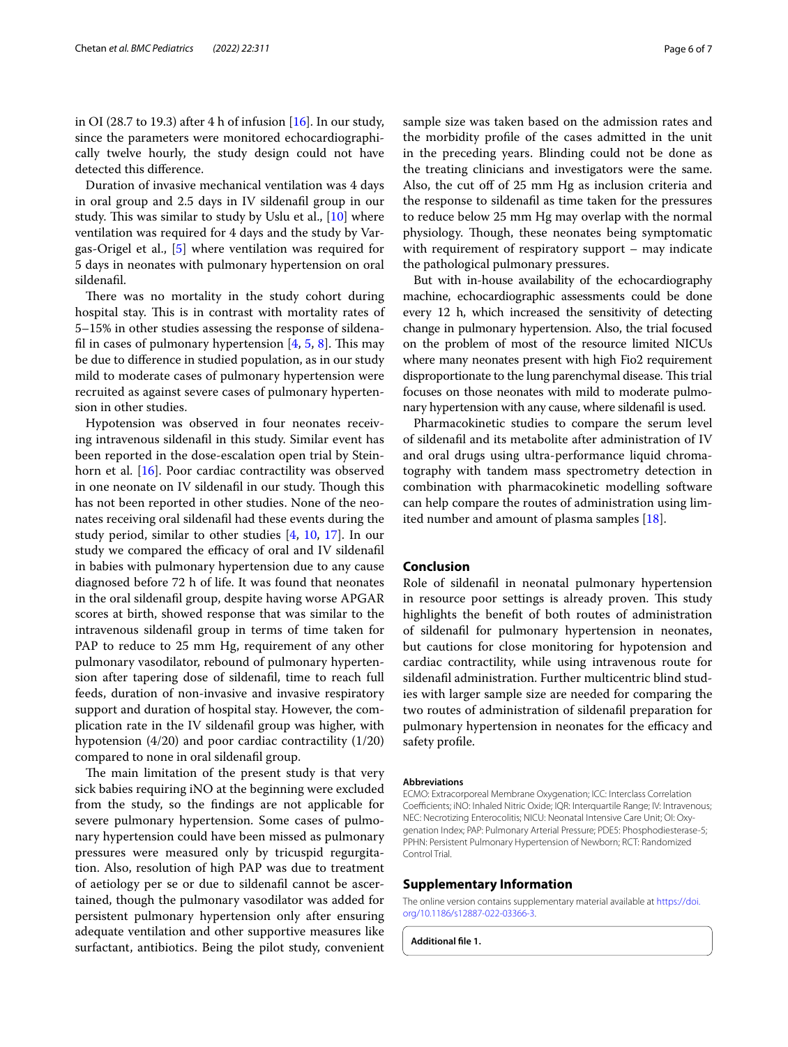in OI (28.7 to 19.3) after 4 h of infusion [16]. In our study, since the parameters were monitored echocardiographically twelve hourly, the study design could not have detected this difference.

Duration of invasive mechanical ventilation was 4 days in oral group and 2.5 days in IV sildenafil group in our study. This was similar to study by Uslu et al., [10] where ventilation was required for 4 days and the study by Vargas-Origel et al., [5] where ventilation was required for 5 days in neonates with pulmonary hypertension on oral sildenafil.

There was no mortality in the study cohort during hospital stay. This is in contrast with mortality rates of 5–15% in other studies assessing the response of sildenafil in cases of pulmonary hypertension [4, 5, 8]. This may be due to difference in studied population, as in our study mild to moderate cases of pulmonary hypertension were recruited as against severe cases of pulmonary hypertension in other studies.

Hypotension was observed in four neonates receiving intravenous sildenafil in this study. Similar event has been reported in the dose-escalation open trial by Steinhorn et al. [16]. Poor cardiac contractility was observed in one neonate on IV sildenafil in our study. Though this has not been reported in other studies. None of the neonates receiving oral sildenafil had these events during the study period, similar to other studies [4, 10, 17]. In our study we compared the efficacy of oral and IV sildenafil in babies with pulmonary hypertension due to any cause diagnosed before 72 h of life. It was found that neonates in the oral sildenafil group, despite having worse APGAR scores at birth, showed response that was similar to the intravenous sildenafil group in terms of time taken for PAP to reduce to 25 mm Hg, requirement of any other pulmonary vasodilator, rebound of pulmonary hypertension after tapering dose of sildenafil, time to reach full feeds, duration of non-invasive and invasive respiratory support and duration of hospital stay. However, the complication rate in the IV sildenafil group was higher, with hypotension (4/20) and poor cardiac contractility (1/20) compared to none in oral sildenafil group.

The main limitation of the present study is that very sick babies requiring iNO at the beginning were excluded from the study, so the findings are not applicable for severe pulmonary hypertension. Some cases of pulmonary hypertension could have been missed as pulmonary pressures were measured only by tricuspid regurgitation. Also, resolution of high PAP was due to treatment of aetiology per se or due to sildenafil cannot be ascertained, though the pulmonary vasodilator was added for persistent pulmonary hypertension only after ensuring adequate ventilation and other supportive measures like surfactant, antibiotics. Being the pilot study, convenient sample size was taken based on the admission rates and the morbidity profile of the cases admitted in the unit in the preceding years. Blinding could not be done as the treating clinicians and investigators were the same. Also, the cut off of 25 mm Hg as inclusion criteria and the response to sildenafil as time taken for the pressures to reduce below 25 mm Hg may overlap with the normal physiology. Though, these neonates being symptomatic with requirement of respiratory support – may indicate the pathological pulmonary pressures.

But with in-house availability of the echocardiography machine, echocardiographic assessments could be done every 12 h, which increased the sensitivity of detecting change in pulmonary hypertension. Also, the trial focused on the problem of most of the resource limited NICUs where many neonates present with high Fio2 requirement disproportionate to the lung parenchymal disease. This trial focuses on those neonates with mild to moderate pulmonary hypertension with any cause, where sildenafil is used.

Pharmacokinetic studies to compare the serum level of sildenafil and its metabolite after administration of IV and oral drugs using ultra-performance liquid chromatography with tandem mass spectrometry detection in combination with pharmacokinetic modelling software can help compare the routes of administration using limited number and amount of plasma samples [18].

## Conclusion

Role of sildenafil in neonatal pulmonary hypertension in resource poor settings is already proven. This study highlights the benefit of both routes of administration of sildenafil for pulmonary hypertension in neonates, but cautions for close monitoring for hypotension and cardiac contractility, while using intravenous route for sildenafil administration. Further multicentric blind studies with larger sample size are needed for comparing the two routes of administration of sildenafil preparation for pulmonary hypertension in neonates for the efficacy and safety profile.

#### Abbreviations

ECMO: Extracorporeal Membrane Oxygenation; ICC: Interclass Correlation Coefficients; iNO: Inhaled Nitric Oxide; IQR: Interquartile Range; IV: Intravenous; NEC: Necrotizing Enterocolitis; NICU: Neonatal Intensive Care Unit; OI: Oxygenation Index; PAP: Pulmonary Arterial Pressure; PDE5: Phosphodiesterase-5; PPHN: Persistent Pulmonary Hypertension of Newborn; RCT: Randomized Control Trial.

## Supplementary Information

The online version contains supplementary material available at https://doi.org/10.1186/s12887-022-03366-3.

**Additional file 1.**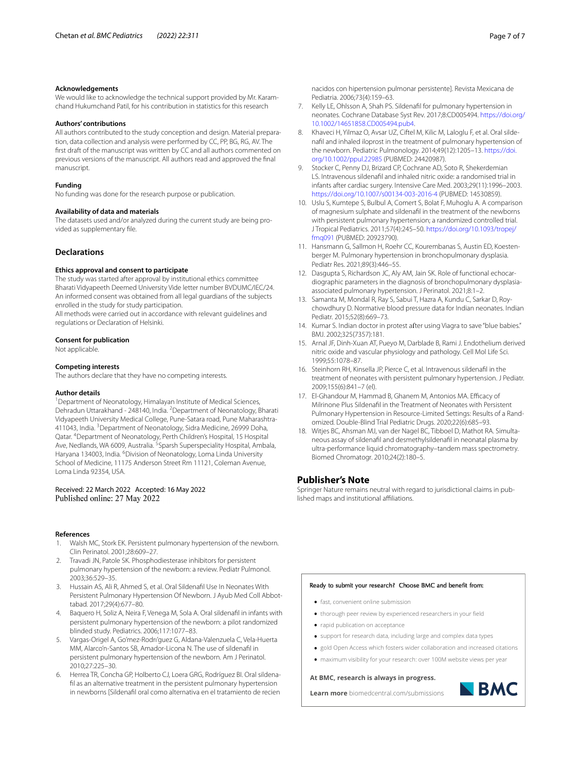### Acknowledgements

We would like to acknowledge the technical support provided by Mr. Karamchand Hukumchand Patil, for his contribution in statistics for this research

### Authors' contributions

All authors contributed to the study conception and design. Material preparation, data collection and analysis were performed by CC, PP, BG, RG, AV. The first draft of the manuscript was written by CC and all authors commented on previous versions of the manuscript. All authors read and approved the final manuscript.

### Funding

No funding was done for the research purpose or publication.

### Availability of data and materials

The datasets used and/or analyzed during the current study are being provided as supplementary file.

## Declarations

### Ethics approval and consent to participate

The study was started after approval by institutional ethics committee Bharati Vidyapeeth Deemed University Vide letter number BVDUMC/IEC/24. An informed consent was obtained from all legal guardians of the subjects enrolled in the study for study participation.

All methods were carried out in accordance with relevant guidelines and regulations or Declaration of Helsinki.

### Consent for publication

Not applicable.

### Competing interests

The authors declare that they have no competing interests.

### Author details

[1]Department of Neonatology, Himalayan Institute of Medical Sciences, Dehradun Uttarakhand - 248140, India. [2]Department of Neonatology, Bharati Vidyapeeth University Medical College, Pune-Satara road, Pune Maharashtra-411043, India. [3]Department of Neonatology, Sidra Medicine, 26999 Doha, Qatar. [4]Department of Neonatology, Perth Children's Hospital, 15 Hospital Ave, Nedlands, WA 6009, Australia. [5]Sparsh Superspeciality Hospital, Ambala, Haryana 134003, India. [6]Division of Neonatology, Loma Linda University School of Medicine, 11175 Anderson Street Rm 11121, Coleman Avenue, Loma Linda 92354, USA.

Received: 22 March 2022 Accepted: 16 May 2022
Published online: 27 May 2022

### References

1. Walsh MC, Stork EK. Persistent pulmonary hypertension of the newborn. Clin Perinatol. 2001;28:609–27.
2. Travadi JN, Patole SK. Phosphodiesterase inhibitors for persistent pulmonary hypertension of the newborn: a review. Pediatr Pulmonol. 2003;36:529–35.
3. Hussain AS, Ali R, Ahmed S, et al. Oral Sildenafil Use In Neonates With Persistent Pulmonary Hypertension Of Newborn. J Ayub Med Coll Abbottabad. 2017;29(4):677–80.
4. Baquero H, Soliz A, Neira F, Venega M, Sola A. Oral sildenafil in infants with persistent pulmonary hypertension of the newborn: a pilot randomized blinded study. Pediatrics. 2006;117:1077–83.
5. Vargas-Origel A, Go'mez-Rodrı'guez G, Aldana-Valenzuela C, Vela-Huerta MM, Alarco'n-Santos SB, Amador-Licona N. The use of sildenafil in persistent pulmonary hypertension of the newborn. Am J Perinatol. 2010;27:225–30.
6. Herrea TR, Concha GP, Holberto CJ, Loera GRG, Rodríguez BI. Oral sildenafil as an alternative treatment in the persistent pulmonary hypertension in newborns [Sildenafil oral como alternativa en el tratamiento de recien nacidos con hipertension pulmonar persistente]. Revista Mexicana de Pediatria. 2006;73(4):159–63.
7. Kelly LE, Ohlsson A, Shah PS. Sildenafil for pulmonary hypertension in neonates. Cochrane Database Syst Rev. 2017;8:CD005494. https://doi.org/10.1002/14651858.CD005494.pub4.
8. Khaveci H, Yilmaz O, Avsar UZ, Ciftel M, Kilic M, Laloglu F, et al. Oral sildenafil and inhaled iloprost in the treatment of pulmonary hypertension of the newborn. Pediatric Pulmonology. 2014;49(12):1205–13. https://doi.org/10.1002/ppul.22985 (PUBMED: 24420987).
9. Stocker C, Penny DJ, Brizard CP, Cochrane AD, Soto R, Shekerdemian LS. Intravenous sildenafil and inhaled nitric oxide: a randomised trial in infants after cardiac surgery. Intensive Care Med. 2003;29(11):1996–2003. https://doi.org/10.1007/s00134-003-2016-4 (PUBMED: 14530859).
10. Uslu S, Kumtepe S, Bulbul A, Comert S, Bolat F, Muhoglu A. A comparison of magnesium sulphate and sildenafil in the treatment of the newborns with persistent pulmonary hypertension; a randomized controlled trial. J Tropical Pediatrics. 2011;57(4):245–50. https://doi.org/10.1093/tropej/fmq091 (PUBMED: 20923790).
11. Hansmann G, Sallmon H, Roehr CC, Kourembanas S, Austin ED, Koestenberger M. Pulmonary hypertension in bronchopulmonary dysplasia. Pediatr Res. 2021;89(3):446–55.
12. Dasgupta S, Richardson JC, Aly AM, Jain SK. Role of functional echocardiographic parameters in the diagnosis of bronchopulmonary dysplasia-associated pulmonary hypertension. J Perinatol. 2021;8:1–2.
13. Samanta M, Mondal R, Ray S, Sabui T, Hazra A, Kundu C, Sarkar D, Roychowdhury D. Normative blood pressure data for Indian neonates. Indian Pediatr. 2015;52(8):669–73.
14. Kumar S. Indian doctor in protest after using Viagra to save "blue babies." BMJ. 2002;325(7357):181.
15. Arnal JF, Dinh-Xuan AT, Pueyo M, Darblade B, Rami J. Endothelium derived nitric oxide and vascular physiology and pathology. Cell Mol Life Sci. 1999;55:1078–87.
16. Steinhorn RH, Kinsella JP, Pierce C, et al. Intravenous sildenafil in the treatment of neonates with persistent pulmonary hypertension. J Pediatr. 2009;155(6):841–7 (el).
17. El-Ghandour M, Hammad B, Ghanem M, Antonios MA. Efficacy of Milrinone Plus Sildenafil in the Treatment of Neonates with Persistent Pulmonary Hypertension in Resource-Limited Settings: Results of a Randomized, Double-Blind Trial Pediatric Drugs. 2020;22(6):685–93.
18. Witjes BC, Ahsman MJ, van der Nagel BC, Tibboel D, Mathot RA. Simultaneous assay of sildenafil and desmethylsildenafil in neonatal plasma by ultra-performance liquid chromatography–tandem mass spectrometry. Biomed Chromatogr. 2010;24(2):180–5.

## Publisher's Note

Springer Nature remains neutral with regard to jurisdictional claims in published maps and institutional affiliations.

Ready to submit your research? Choose BMC and benefit from:

- fast, convenient online submission
- thorough peer review by experienced researchers in your field
- rapid publication on acceptance
- support for research data, including large and complex data types
- gold Open Access which fosters wider collaboration and increased citations
- maximum visibility for your research: over 100M website views per year

**At BMC, research is always in progress.**

**Learn more** biomedcentral.com/submissions

BMC